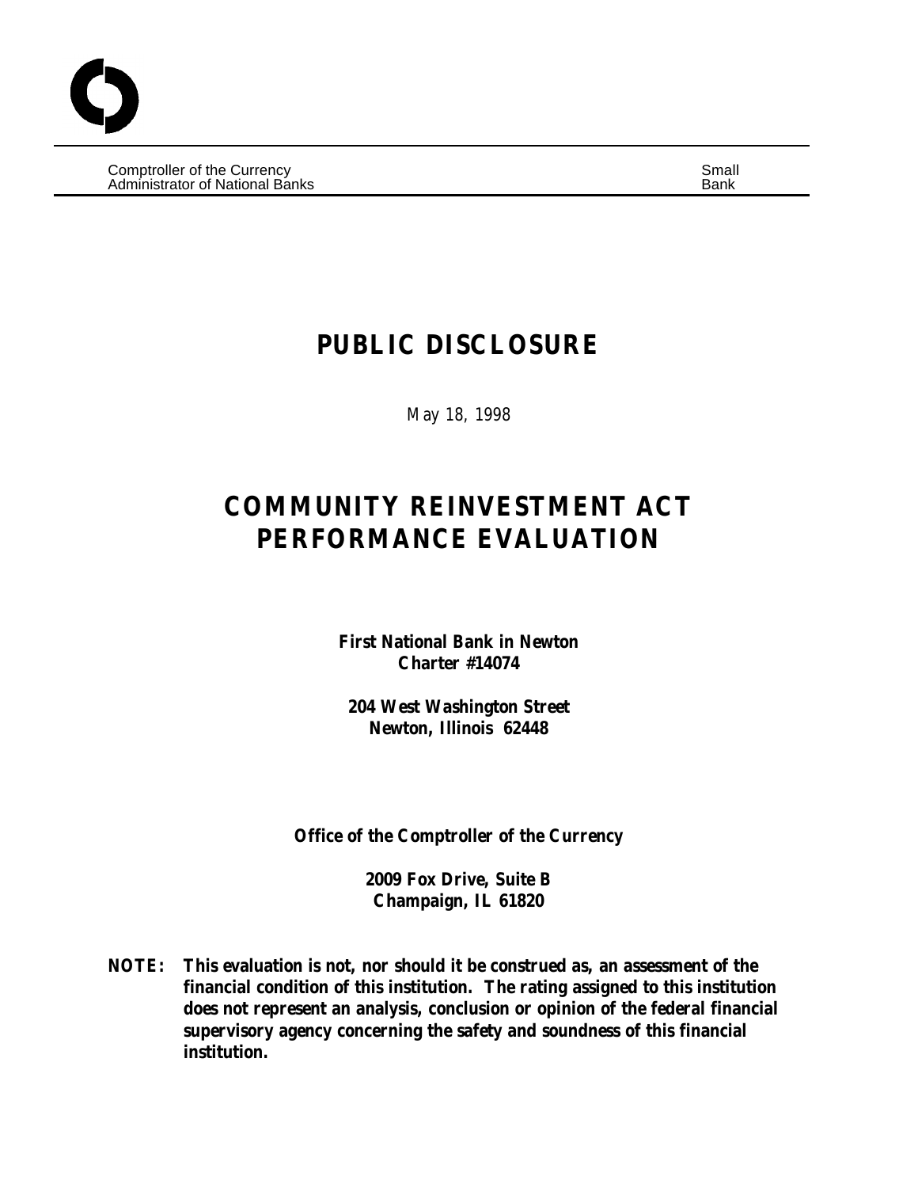Comptroller of the Currency
Administrator of National Banks

Small
Bank

# PUBLIC DISCLOSURE

May 18, 1998

# COMMUNITY REINVESTMENT ACT PERFORMANCE EVALUATION

**First National Bank in Newton**
**Charter #14074**

**204 West Washington Street**
**Newton, Illinois 62448**

**Office of the Comptroller of the Currency**

**2009 Fox Drive, Suite B**
**Champaign, IL 61820**

**NOTE: This evaluation is not, nor should it be construed as, an assessment of the financial condition of this institution. The rating assigned to this institution does not represent an analysis, conclusion or opinion of the federal financial supervisory agency concerning the safety and soundness of this financial institution.**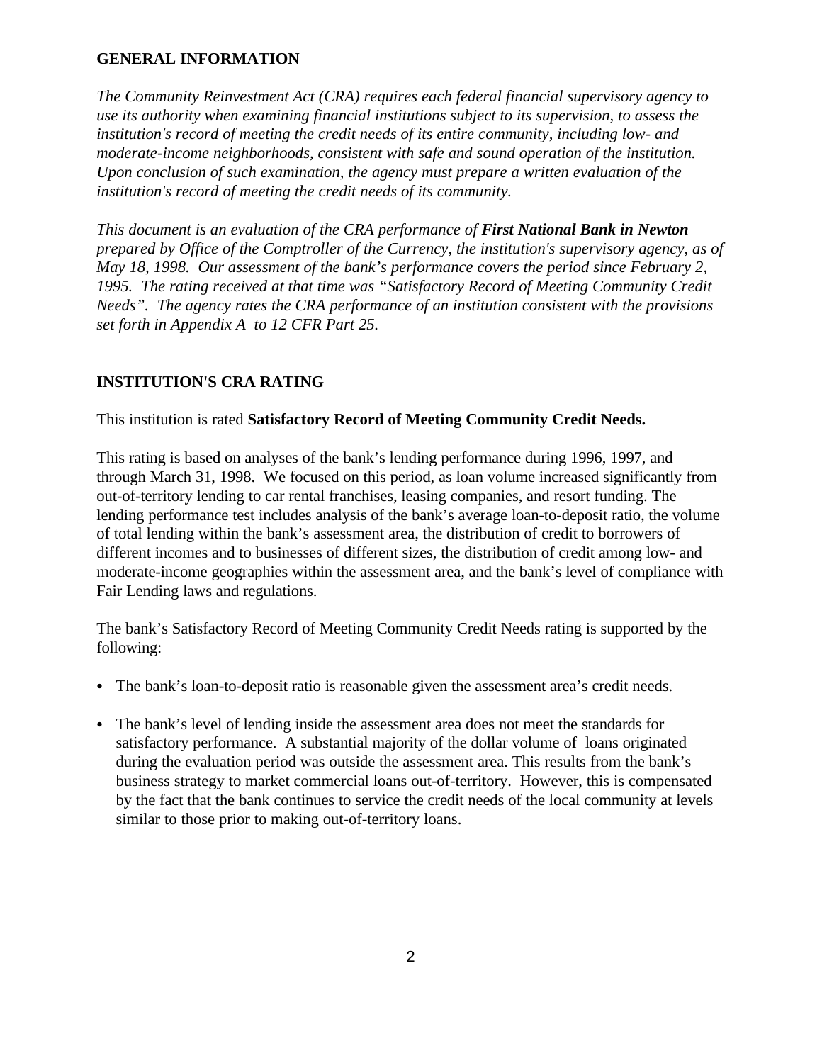## GENERAL INFORMATION

*The Community Reinvestment Act (CRA) requires each federal financial supervisory agency to use its authority when examining financial institutions subject to its supervision, to assess the institution's record of meeting the credit needs of its entire community, including low- and moderate-income neighborhoods, consistent with safe and sound operation of the institution. Upon conclusion of such examination, the agency must prepare a written evaluation of the institution's record of meeting the credit needs of its community.*

*This document is an evaluation of the CRA performance of* ***First National Bank in Newton*** *prepared by Office of the Comptroller of the Currency, the institution's supervisory agency, as of May 18, 1998. Our assessment of the bank's performance covers the period since February 2, 1995. The rating received at that time was "Satisfactory Record of Meeting Community Credit Needs". The agency rates the CRA performance of an institution consistent with the provisions set forth in Appendix A to 12 CFR Part 25.*

## INSTITUTION'S CRA RATING

This institution is rated **Satisfactory Record of Meeting Community Credit Needs.**

This rating is based on analyses of the bank's lending performance during 1996, 1997, and through March 31, 1998. We focused on this period, as loan volume increased significantly from out-of-territory lending to car rental franchises, leasing companies, and resort funding. The lending performance test includes analysis of the bank's average loan-to-deposit ratio, the volume of total lending within the bank's assessment area, the distribution of credit to borrowers of different incomes and to businesses of different sizes, the distribution of credit among low- and moderate-income geographies within the assessment area, and the bank's level of compliance with Fair Lending laws and regulations.

The bank's Satisfactory Record of Meeting Community Credit Needs rating is supported by the following:

- The bank's loan-to-deposit ratio is reasonable given the assessment area's credit needs.
- The bank's level of lending inside the assessment area does not meet the standards for satisfactory performance. A substantial majority of the dollar volume of loans originated during the evaluation period was outside the assessment area. This results from the bank's business strategy to market commercial loans out-of-territory. However, this is compensated by the fact that the bank continues to service the credit needs of the local community at levels similar to those prior to making out-of-territory loans.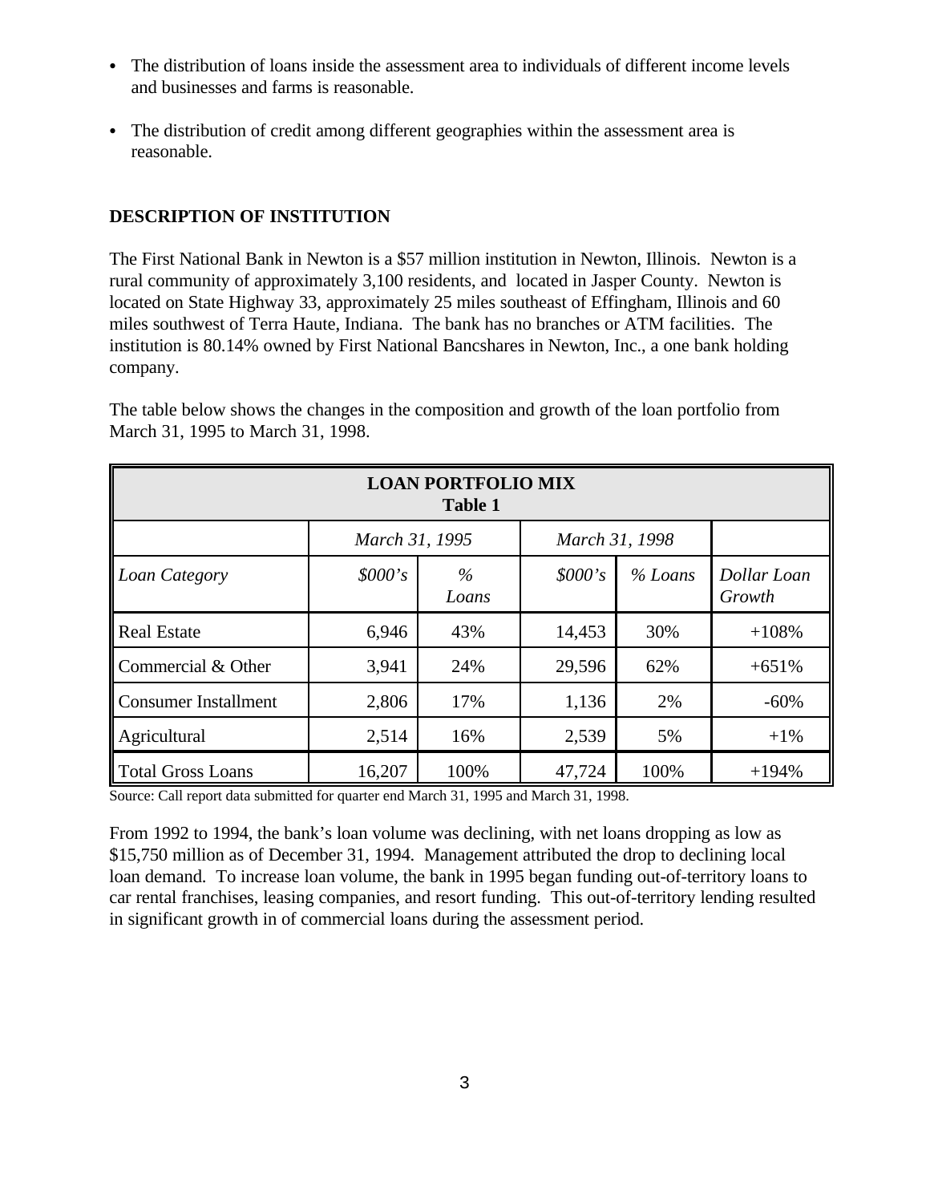- The distribution of loans inside the assessment area to individuals of different income levels and businesses and farms is reasonable.
- The distribution of credit among different geographies within the assessment area is reasonable.

## DESCRIPTION OF INSTITUTION

The First National Bank in Newton is a $57 million institution in Newton, Illinois. Newton is a rural community of approximately 3,100 residents, and located in Jasper County. Newton is located on State Highway 33, approximately 25 miles southeast of Effingham, Illinois and 60 miles southwest of Terra Haute, Indiana. The bank has no branches or ATM facilities. The institution is 80.14% owned by First National Bancshares in Newton, Inc., a one bank holding company.

The table below shows the changes in the composition and growth of the loan portfolio from March 31, 1995 to March 31, 1998.

**LOAN PORTFOLIO MIX**
**Table 1**

| | *March 31, 1995* | | *March 31, 1998* | | |
|---|---|---|---|---|---|
| *Loan Category* | *$000's* | *% Loans* | *$000's* | *% Loans* | *Dollar Loan Growth* |
| Real Estate | 6,946 | 43% | 14,453 | 30% | +108% |
| Commercial & Other | 3,941 | 24% | 29,596 | 62% | +651% |
| Consumer Installment | 2,806 | 17% | 1,136 | 2% | -60% |
| Agricultural | 2,514 | 16% | 2,539 | 5% | +1% |
| Total Gross Loans | 16,207 | 100% | 47,724 | 100% | +194% |

Source: Call report data submitted for quarter end March 31, 1995 and March 31, 1998.

From 1992 to 1994, the bank's loan volume was declining, with net loans dropping as low as $15,750 million as of December 31, 1994. Management attributed the drop to declining local loan demand. To increase loan volume, the bank in 1995 began funding out-of-territory loans to car rental franchises, leasing companies, and resort funding. This out-of-territory lending resulted in significant growth in of commercial loans during the assessment period.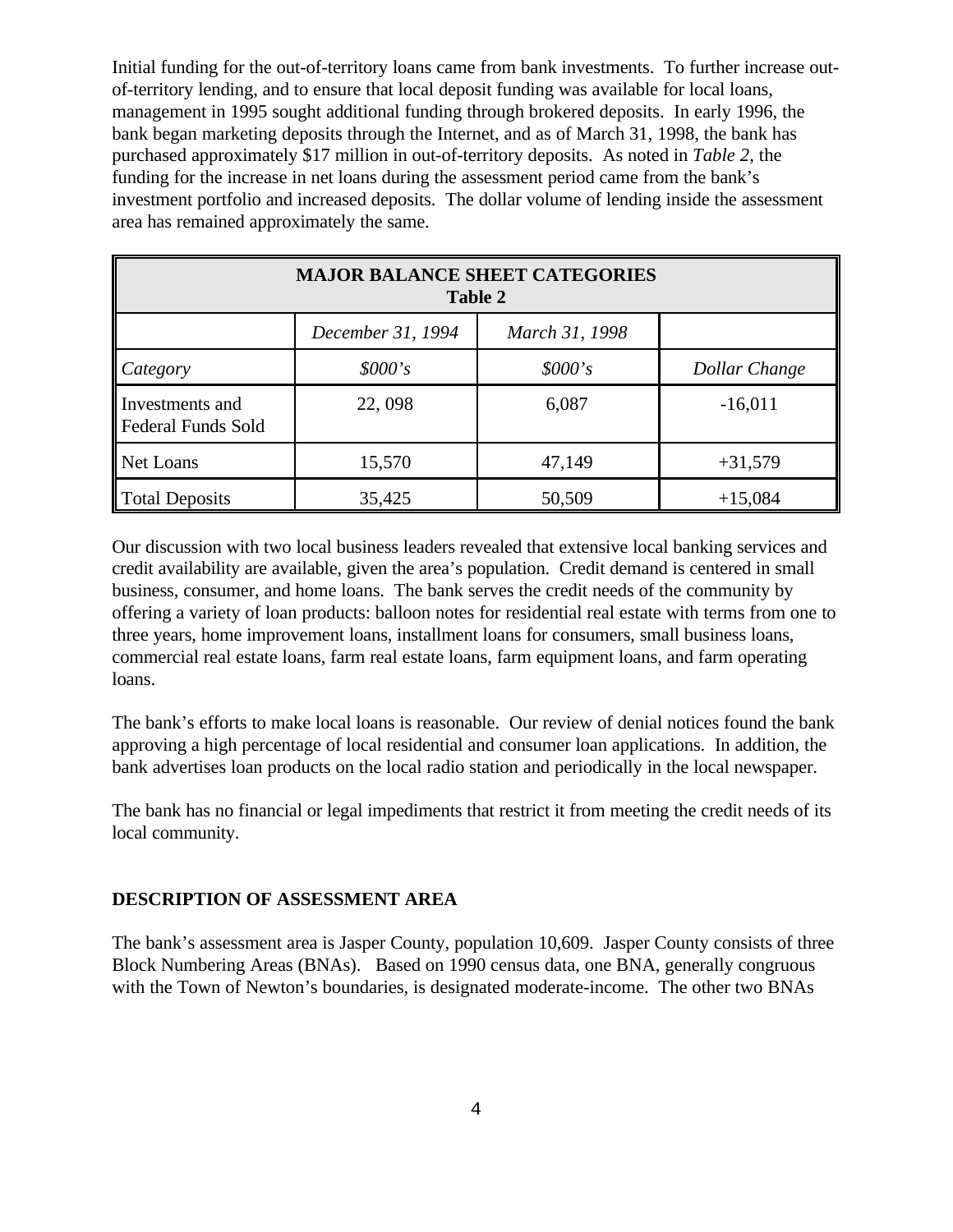Initial funding for the out-of-territory loans came from bank investments. To further increase out-of-territory lending, and to ensure that local deposit funding was available for local loans, management in 1995 sought additional funding through brokered deposits. In early 1996, the bank began marketing deposits through the Internet, and as of March 31, 1998, the bank has purchased approximately $17 million in out-of-territory deposits. As noted in *Table 2*, the funding for the increase in net loans during the assessment period came from the bank's investment portfolio and increased deposits. The dollar volume of lending inside the assessment area has remained approximately the same.

| **MAJOR BALANCE SHEET CATEGORIES Table 2** | | | |
|---|---|---|---|
| | *December 31, 1994* | *March 31, 1998* | |
| *Category* | *$000's* | *$000's* | *Dollar Change* |
| Investments and Federal Funds Sold | 22, 098 | 6,087 | -16,011 |
| Net Loans | 15,570 | 47,149 | +31,579 |
| Total Deposits | 35,425 | 50,509 | +15,084 |

Our discussion with two local business leaders revealed that extensive local banking services and credit availability are available, given the area's population. Credit demand is centered in small business, consumer, and home loans. The bank serves the credit needs of the community by offering a variety of loan products: balloon notes for residential real estate with terms from one to three years, home improvement loans, installment loans for consumers, small business loans, commercial real estate loans, farm real estate loans, farm equipment loans, and farm operating loans.

The bank's efforts to make local loans is reasonable. Our review of denial notices found the bank approving a high percentage of local residential and consumer loan applications. In addition, the bank advertises loan products on the local radio station and periodically in the local newspaper.

The bank has no financial or legal impediments that restrict it from meeting the credit needs of its local community.

## DESCRIPTION OF ASSESSMENT AREA

The bank's assessment area is Jasper County, population 10,609. Jasper County consists of three Block Numbering Areas (BNAs). Based on 1990 census data, one BNA, generally congruous with the Town of Newton's boundaries, is designated moderate-income. The other two BNAs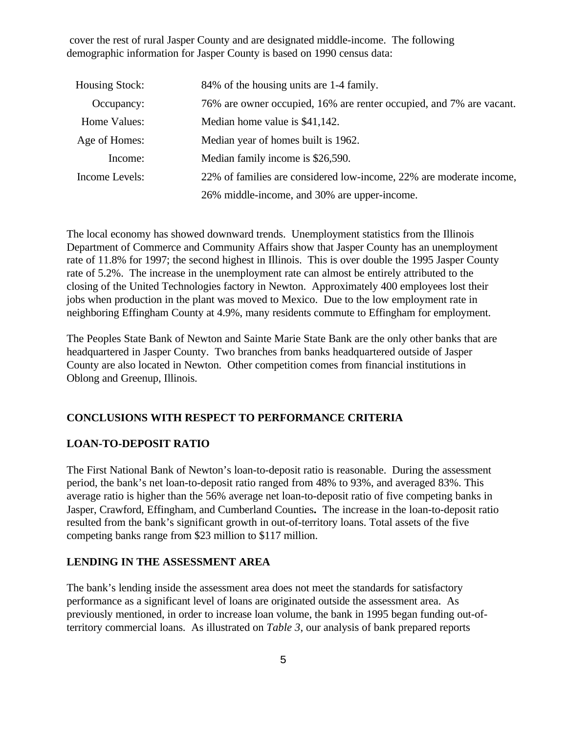cover the rest of rural Jasper County and are designated middle-income. The following demographic information for Jasper County is based on 1990 census data:

| | |
|---|---|
| Housing Stock: | 84% of the housing units are 1-4 family. |
| Occupancy: | 76% are owner occupied, 16% are renter occupied, and 7% are vacant. |
| Home Values: | Median home value is $41,142. |
| Age of Homes: | Median year of homes built is 1962. |
| Income: | Median family income is $26,590. |
| Income Levels: | 22% of families are considered low-income, 22% are moderate income, 26% middle-income, and 30% are upper-income. |

The local economy has showed downward trends. Unemployment statistics from the Illinois Department of Commerce and Community Affairs show that Jasper County has an unemployment rate of 11.8% for 1997; the second highest in Illinois. This is over double the 1995 Jasper County rate of 5.2%. The increase in the unemployment rate can almost be entirely attributed to the closing of the United Technologies factory in Newton. Approximately 400 employees lost their jobs when production in the plant was moved to Mexico. Due to the low employment rate in neighboring Effingham County at 4.9%, many residents commute to Effingham for employment.

The Peoples State Bank of Newton and Sainte Marie State Bank are the only other banks that are headquartered in Jasper County. Two branches from banks headquartered outside of Jasper County are also located in Newton. Other competition comes from financial institutions in Oblong and Greenup, Illinois.

## CONCLUSIONS WITH RESPECT TO PERFORMANCE CRITERIA

### LOAN-TO-DEPOSIT RATIO

The First National Bank of Newton's loan-to-deposit ratio is reasonable. During the assessment period, the bank's net loan-to-deposit ratio ranged from 48% to 93%, and averaged 83%. This average ratio is higher than the 56% average net loan-to-deposit ratio of five competing banks in Jasper, Crawford, Effingham, and Cumberland Counties**.** The increase in the loan-to-deposit ratio resulted from the bank's significant growth in out-of-territory loans. Total assets of the five competing banks range from $23 million to $117 million.

### LENDING IN THE ASSESSMENT AREA

The bank's lending inside the assessment area does not meet the standards for satisfactory performance as a significant level of loans are originated outside the assessment area. As previously mentioned, in order to increase loan volume, the bank in 1995 began funding out-of-territory commercial loans. As illustrated on *Table 3*, our analysis of bank prepared reports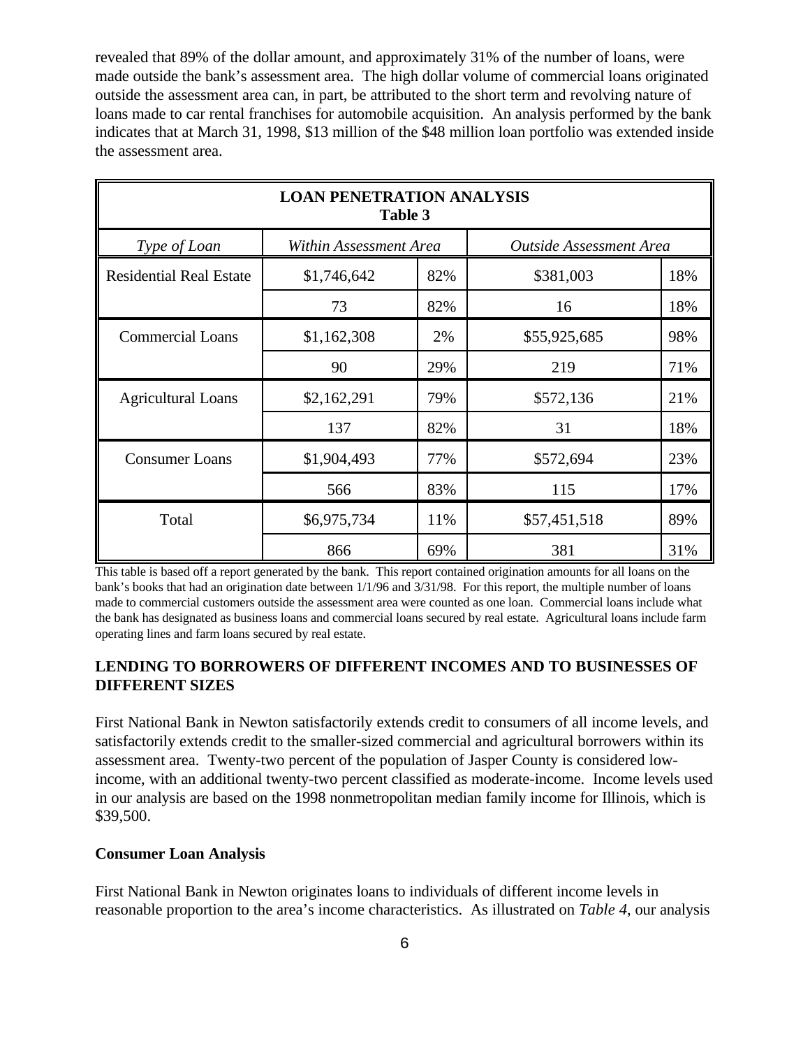revealed that 89% of the dollar amount, and approximately 31% of the number of loans, were made outside the bank's assessment area. The high dollar volume of commercial loans originated outside the assessment area can, in part, be attributed to the short term and revolving nature of loans made to car rental franchises for automobile acquisition. An analysis performed by the bank indicates that at March 31, 1998, $13 million of the $48 million loan portfolio was extended inside the assessment area.

| LOAN PENETRATION ANALYSIS<br>Table 3 | | | | |
|---|---|---|---|---|
| *Type of Loan* | *Within Assessment Area* | | *Outside Assessment Area* | |
| Residential Real Estate | $1,746,642 | 82% | $381,003 | 18% |
| | 73 | 82% | 16 | 18% |
| Commercial Loans | $1,162,308 | 2% | $55,925,685 | 98% |
| | 90 | 29% | 219 | 71% |
| Agricultural Loans | $2,162,291 | 79% | $572,136 | 21% |
| | 137 | 82% | 31 | 18% |
| Consumer Loans | $1,904,493 | 77% | $572,694 | 23% |
| | 566 | 83% | 115 | 17% |
| Total | $6,975,734 | 11% | $57,451,518 | 89% |
| | 866 | 69% | 381 | 31% |

This table is based off a report generated by the bank. This report contained origination amounts for all loans on the bank's books that had an origination date between 1/1/96 and 3/31/98. For this report, the multiple number of loans made to commercial customers outside the assessment area were counted as one loan. Commercial loans include what the bank has designated as business loans and commercial loans secured by real estate. Agricultural loans include farm operating lines and farm loans secured by real estate.

## LENDING TO BORROWERS OF DIFFERENT INCOMES AND TO BUSINESSES OF DIFFERENT SIZES

First National Bank in Newton satisfactorily extends credit to consumers of all income levels, and satisfactorily extends credit to the smaller-sized commercial and agricultural borrowers within its assessment area. Twenty-two percent of the population of Jasper County is considered low-income, with an additional twenty-two percent classified as moderate-income. Income levels used in our analysis are based on the 1998 nonmetropolitan median family income for Illinois, which is $39,500.

### Consumer Loan Analysis

First National Bank in Newton originates loans to individuals of different income levels in reasonable proportion to the area's income characteristics. As illustrated on *Table 4*, our analysis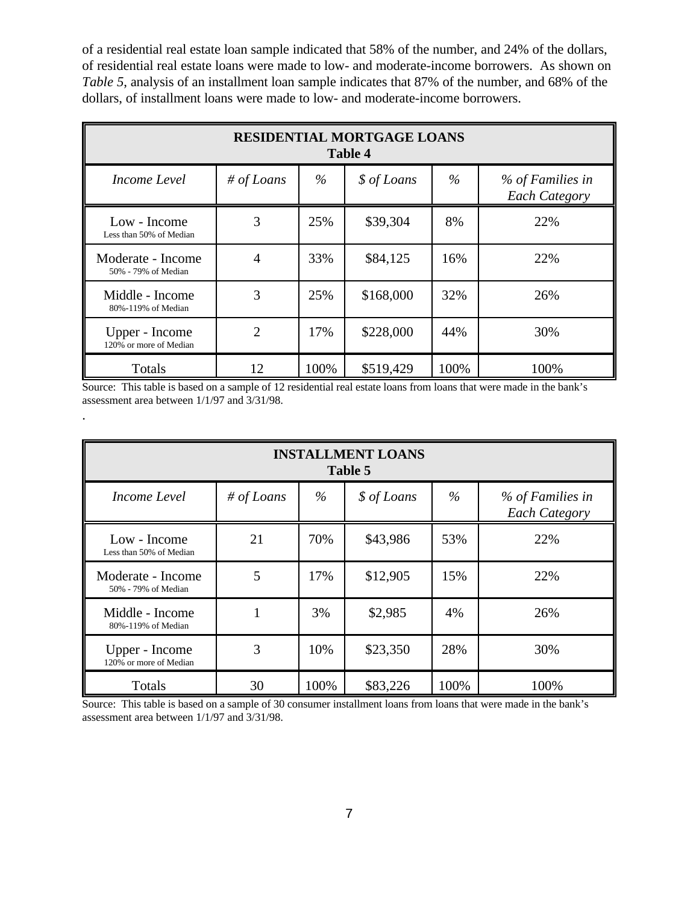of a residential real estate loan sample indicated that 58% of the number, and 24% of the dollars, of residential real estate loans were made to low- and moderate-income borrowers. As shown on *Table 5*, analysis of an installment loan sample indicates that 87% of the number, and 68% of the dollars, of installment loans were made to low- and moderate-income borrowers.

**RESIDENTIAL MORTGAGE LOANS**
**Table 4**

| *Income Level* | *# of Loans* | *%* | *$ of Loans* | *%* | *% of Families in Each Category* |
|---|---|---|---|---|---|
| Low - Income<br>Less than 50% of Median | 3 | 25% | $39,304 | 8% | 22% |
| Moderate - Income<br>50% - 79% of Median | 4 | 33% | $84,125 | 16% | 22% |
| Middle - Income<br>80%-119% of Median | 3 | 25% | $168,000 | 32% | 26% |
| Upper - Income<br>120% or more of Median | 2 | 17% | $228,000 | 44% | 30% |
| Totals | 12 | 100% | $519,429 | 100% | 100% |

Source: This table is based on a sample of 12 residential real estate loans from loans that were made in the bank's assessment area between 1/1/97 and 3/31/98.

.

**INSTALLMENT LOANS**
**Table 5**

| *Income Level* | *# of Loans* | *%* | *$ of Loans* | *%* | *% of Families in Each Category* |
|---|---|---|---|---|---|
| Low - Income<br>Less than 50% of Median | 21 | 70% | $43,986 | 53% | 22% |
| Moderate - Income<br>50% - 79% of Median | 5 | 17% | $12,905 | 15% | 22% |
| Middle - Income<br>80%-119% of Median | 1 | 3% | $2,985 | 4% | 26% |
| Upper - Income<br>120% or more of Median | 3 | 10% | $23,350 | 28% | 30% |
| Totals | 30 | 100% | $83,226 | 100% | 100% |

Source: This table is based on a sample of 30 consumer installment loans from loans that were made in the bank's assessment area between 1/1/97 and 3/31/98.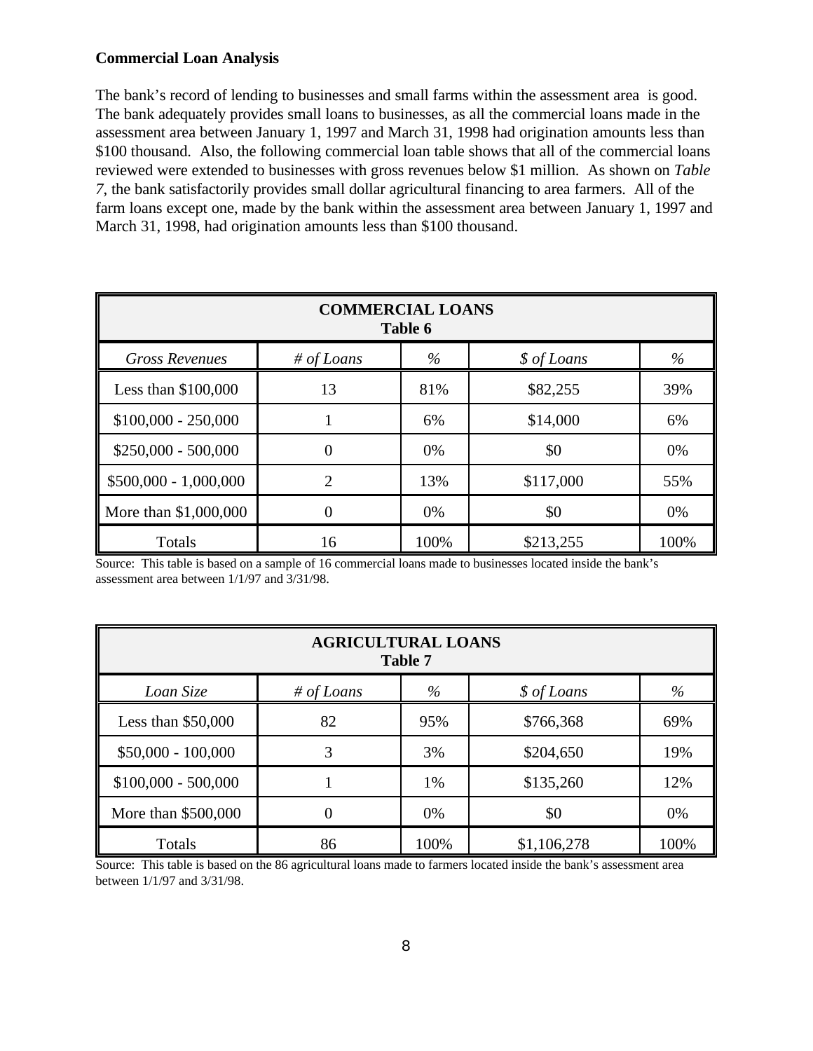**Commercial Loan Analysis**

The bank's record of lending to businesses and small farms within the assessment area is good. The bank adequately provides small loans to businesses, as all the commercial loans made in the assessment area between January 1, 1997 and March 31, 1998 had origination amounts less than $100 thousand. Also, the following commercial loan table shows that all of the commercial loans reviewed were extended to businesses with gross revenues below $1 million. As shown on *Table 7*, the bank satisfactorily provides small dollar agricultural financing to area farmers. All of the farm loans except one, made by the bank within the assessment area between January 1, 1997 and March 31, 1998, had origination amounts less than $100 thousand.

| **COMMERCIAL LOANS Table 6** | | | | |
|---|---|---|---|---|
| *Gross Revenues* | *# of Loans* | *%* | *$ of Loans* | *%* |
| Less than $100,000 | 13 | 81% | $82,255 | 39% |
| $100,000 - 250,000 | 1 | 6% | $14,000 | 6% |
| $250,000 - 500,000 | 0 | 0% | $0 | 0% |
| $500,000 - 1,000,000 | 2 | 13% | $117,000 | 55% |
| More than $1,000,000 | 0 | 0% | $0 | 0% |
| Totals | 16 | 100% | $213,255 | 100% |

Source: This table is based on a sample of 16 commercial loans made to businesses located inside the bank's assessment area between 1/1/97 and 3/31/98.

| **AGRICULTURAL LOANS Table 7** | | | | |
|---|---|---|---|---|
| *Loan Size* | *# of Loans* | *%* | *$ of Loans* | *%* |
| Less than $50,000 | 82 | 95% | $766,368 | 69% |
| $50,000 - 100,000 | 3 | 3% | $204,650 | 19% |
| $100,000 - 500,000 | 1 | 1% | $135,260 | 12% |
| More than $500,000 | 0 | 0% | $0 | 0% |
| Totals | 86 | 100% | $1,106,278 | 100% |

Source: This table is based on the 86 agricultural loans made to farmers located inside the bank's assessment area between 1/1/97 and 3/31/98.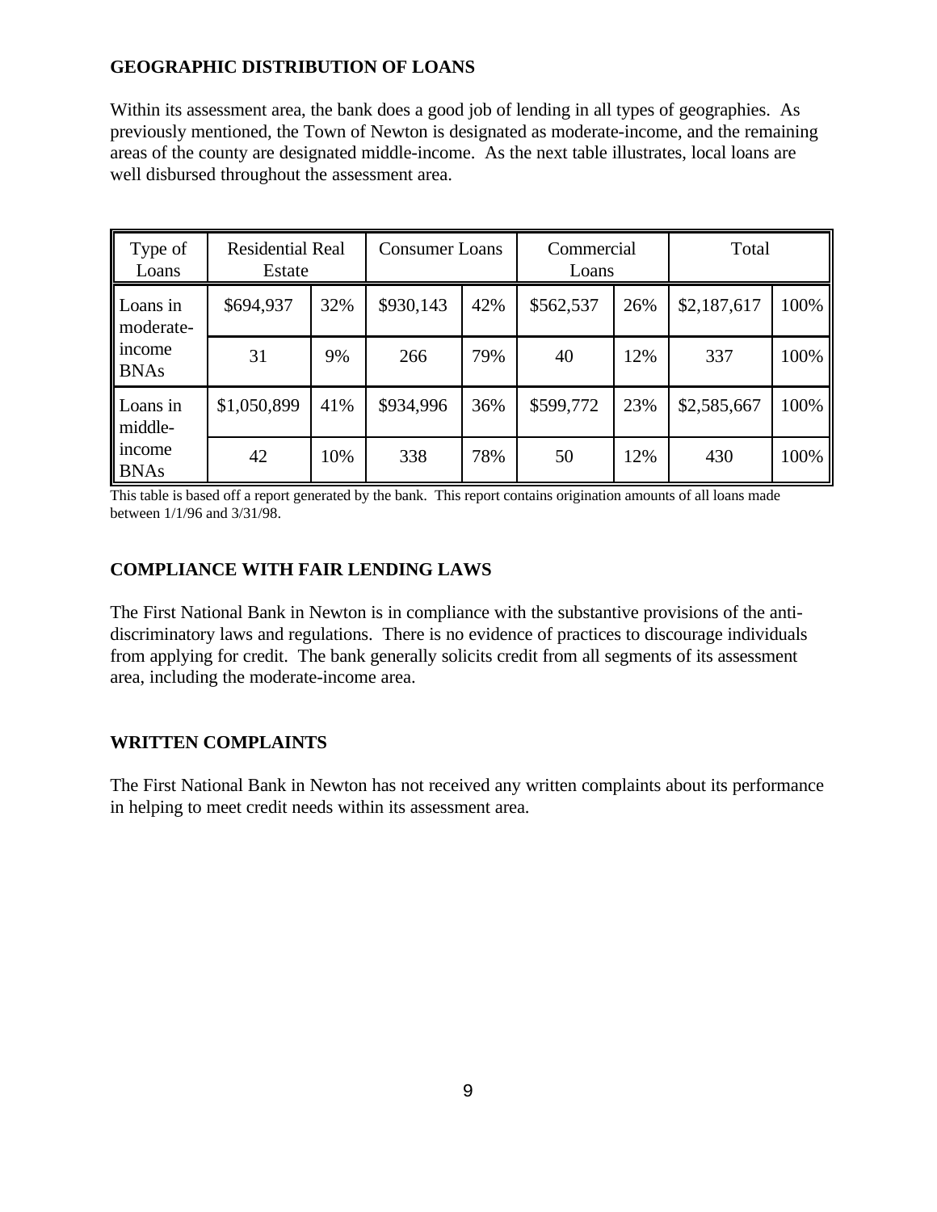### GEOGRAPHIC DISTRIBUTION OF LOANS

Within its assessment area, the bank does a good job of lending in all types of geographies. As previously mentioned, the Town of Newton is designated as moderate-income, and the remaining areas of the county are designated middle-income. As the next table illustrates, local loans are well disbursed throughout the assessment area.

| Type of Loans | Residential Real Estate | | Consumer Loans | | Commercial Loans | | Total | |
|---|---|---|---|---|---|---|---|---|
| Loans in moderate-income BNAs | \$694,937 | 32% | \$930,143 | 42% | \$562,537 | 26% | \$2,187,617 | 100% |
| | 31 | 9% | 266 | 79% | 40 | 12% | 337 | 100% |
| Loans in middle-income BNAs | \$1,050,899 | 41% | \$934,996 | 36% | \$599,772 | 23% | \$2,585,667 | 100% |
| | 42 | 10% | 338 | 78% | 50 | 12% | 430 | 100% |

This table is based off a report generated by the bank. This report contains origination amounts of all loans made between 1/1/96 and 3/31/98.

### COMPLIANCE WITH FAIR LENDING LAWS

The First National Bank in Newton is in compliance with the substantive provisions of the anti-discriminatory laws and regulations. There is no evidence of practices to discourage individuals from applying for credit. The bank generally solicits credit from all segments of its assessment area, including the moderate-income area.

### WRITTEN COMPLAINTS

The First National Bank in Newton has not received any written complaints about its performance in helping to meet credit needs within its assessment area.